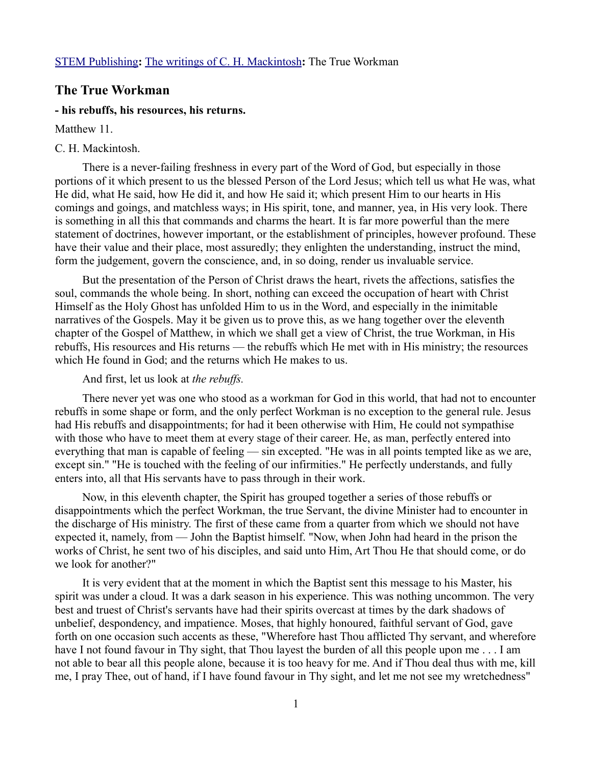STEM Publishing**:** The writings of C. H. Mackintosh**:** The True Workman

## The True Workman

### - his rebuffs, his resources, his returns.

Matthew 11.

C. H. Mackintosh.

There is a never-failing freshness in every part of the Word of God, but especially in those portions of it which present to us the blessed Person of the Lord Jesus; which tell us what He was, what He did, what He said, how He did it, and how He said it; which present Him to our hearts in His comings and goings, and matchless ways; in His spirit, tone, and manner, yea, in His very look. There is something in all this that commands and charms the heart. It is far more powerful than the mere statement of doctrines, however important, or the establishment of principles, however profound. These have their value and their place, most assuredly; they enlighten the understanding, instruct the mind, form the judgement, govern the conscience, and, in so doing, render us invaluable service.

But the presentation of the Person of Christ draws the heart, rivets the affections, satisfies the soul, commands the whole being. In short, nothing can exceed the occupation of heart with Christ Himself as the Holy Ghost has unfolded Him to us in the Word, and especially in the inimitable narratives of the Gospels. May it be given us to prove this, as we hang together over the eleventh chapter of the Gospel of Matthew, in which we shall get a view of Christ, the true Workman, in His rebuffs, His resources and His returns — the rebuffs which He met with in His ministry; the resources which He found in God; and the returns which He makes to us.

And first, let us look at *the rebuffs.*

There never yet was one who stood as a workman for God in this world, that had not to encounter rebuffs in some shape or form, and the only perfect Workman is no exception to the general rule. Jesus had His rebuffs and disappointments; for had it been otherwise with Him, He could not sympathise with those who have to meet them at every stage of their career. He, as man, perfectly entered into everything that man is capable of feeling — sin excepted. "He was in all points tempted like as we are, except sin." "He is touched with the feeling of our infirmities." He perfectly understands, and fully enters into, all that His servants have to pass through in their work.

Now, in this eleventh chapter, the Spirit has grouped together a series of those rebuffs or disappointments which the perfect Workman, the true Servant, the divine Minister had to encounter in the discharge of His ministry. The first of these came from a quarter from which we should not have expected it, namely, from — John the Baptist himself. "Now, when John had heard in the prison the works of Christ, he sent two of his disciples, and said unto Him, Art Thou He that should come, or do we look for another?"

It is very evident that at the moment in which the Baptist sent this message to his Master, his spirit was under a cloud. It was a dark season in his experience. This was nothing uncommon. The very best and truest of Christ's servants have had their spirits overcast at times by the dark shadows of unbelief, despondency, and impatience. Moses, that highly honoured, faithful servant of God, gave forth on one occasion such accents as these, "Wherefore hast Thou afflicted Thy servant, and wherefore have I not found favour in Thy sight, that Thou layest the burden of all this people upon me . . . I am not able to bear all this people alone, because it is too heavy for me. And if Thou deal thus with me, kill me, I pray Thee, out of hand, if I have found favour in Thy sight, and let me not see my wretchedness"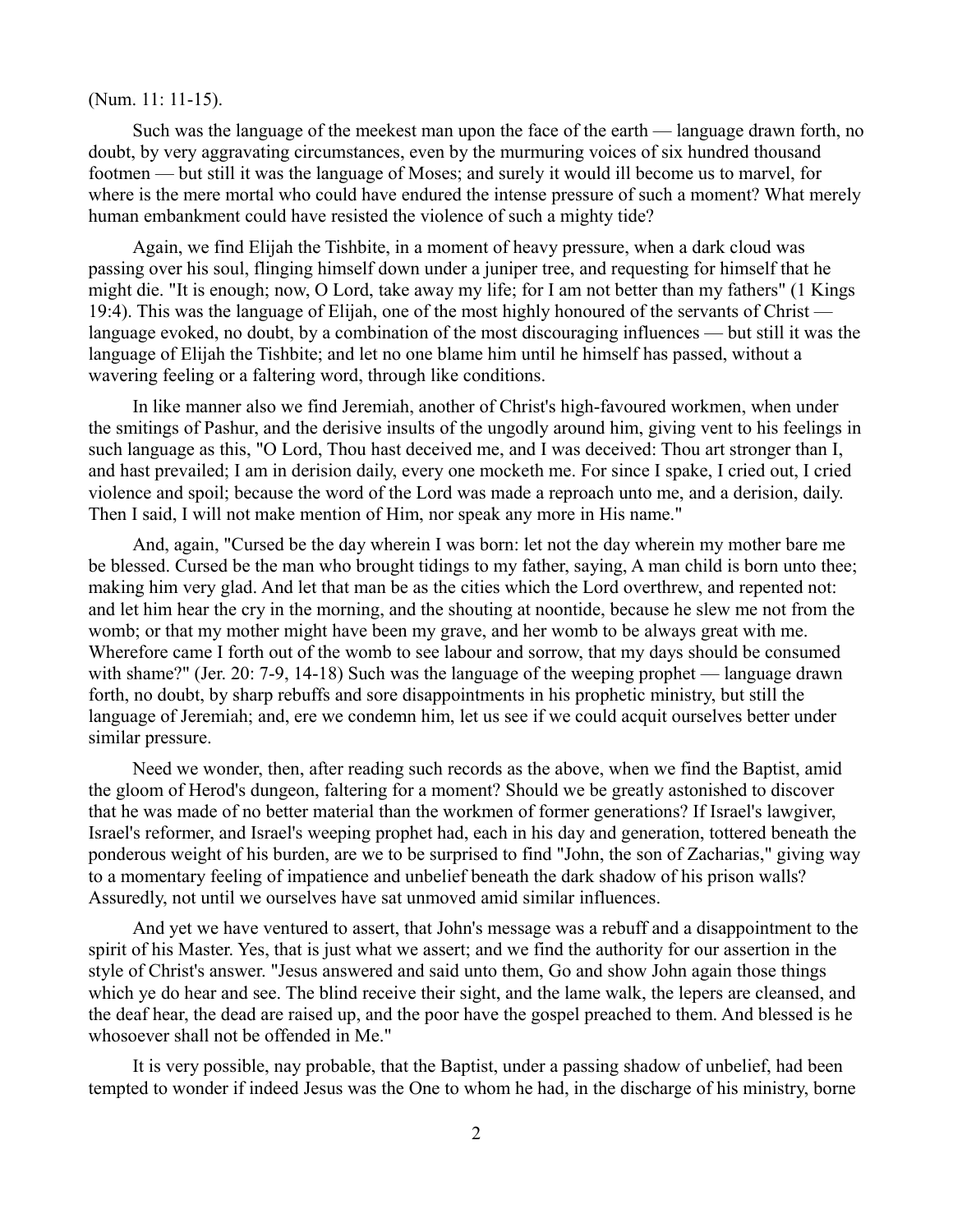(Num. 11: 11-15).

Such was the language of the meekest man upon the face of the earth — language drawn forth, no doubt, by very aggravating circumstances, even by the murmuring voices of six hundred thousand footmen — but still it was the language of Moses; and surely it would ill become us to marvel, for where is the mere mortal who could have endured the intense pressure of such a moment? What merely human embankment could have resisted the violence of such a mighty tide?

Again, we find Elijah the Tishbite, in a moment of heavy pressure, when a dark cloud was passing over his soul, flinging himself down under a juniper tree, and requesting for himself that he might die. "It is enough; now, O Lord, take away my life; for I am not better than my fathers" (1 Kings 19:4). This was the language of Elijah, one of the most highly honoured of the servants of Christ — language evoked, no doubt, by a combination of the most discouraging influences — but still it was the language of Elijah the Tishbite; and let no one blame him until he himself has passed, without a wavering feeling or a faltering word, through like conditions.

In like manner also we find Jeremiah, another of Christ's high-favoured workmen, when under the smitings of Pashur, and the derisive insults of the ungodly around him, giving vent to his feelings in such language as this, "O Lord, Thou hast deceived me, and I was deceived: Thou art stronger than I, and hast prevailed; I am in derision daily, every one mocketh me. For since I spake, I cried out, I cried violence and spoil; because the word of the Lord was made a reproach unto me, and a derision, daily. Then I said, I will not make mention of Him, nor speak any more in His name."

And, again, "Cursed be the day wherein I was born: let not the day wherein my mother bare me be blessed. Cursed be the man who brought tidings to my father, saying, A man child is born unto thee; making him very glad. And let that man be as the cities which the Lord overthrew, and repented not: and let him hear the cry in the morning, and the shouting at noontide, because he slew me not from the womb; or that my mother might have been my grave, and her womb to be always great with me. Wherefore came I forth out of the womb to see labour and sorrow, that my days should be consumed with shame?" (Jer. 20: 7-9, 14-18) Such was the language of the weeping prophet — language drawn forth, no doubt, by sharp rebuffs and sore disappointments in his prophetic ministry, but still the language of Jeremiah; and, ere we condemn him, let us see if we could acquit ourselves better under similar pressure.

Need we wonder, then, after reading such records as the above, when we find the Baptist, amid the gloom of Herod's dungeon, faltering for a moment? Should we be greatly astonished to discover that he was made of no better material than the workmen of former generations? If Israel's lawgiver, Israel's reformer, and Israel's weeping prophet had, each in his day and generation, tottered beneath the ponderous weight of his burden, are we to be surprised to find "John, the son of Zacharias," giving way to a momentary feeling of impatience and unbelief beneath the dark shadow of his prison walls? Assuredly, not until we ourselves have sat unmoved amid similar influences.

And yet we have ventured to assert, that John's message was a rebuff and a disappointment to the spirit of his Master. Yes, that is just what we assert; and we find the authority for our assertion in the style of Christ's answer. "Jesus answered and said unto them, Go and show John again those things which ye do hear and see. The blind receive their sight, and the lame walk, the lepers are cleansed, and the deaf hear, the dead are raised up, and the poor have the gospel preached to them. And blessed is he whosoever shall not be offended in Me."

It is very possible, nay probable, that the Baptist, under a passing shadow of unbelief, had been tempted to wonder if indeed Jesus was the One to whom he had, in the discharge of his ministry, borne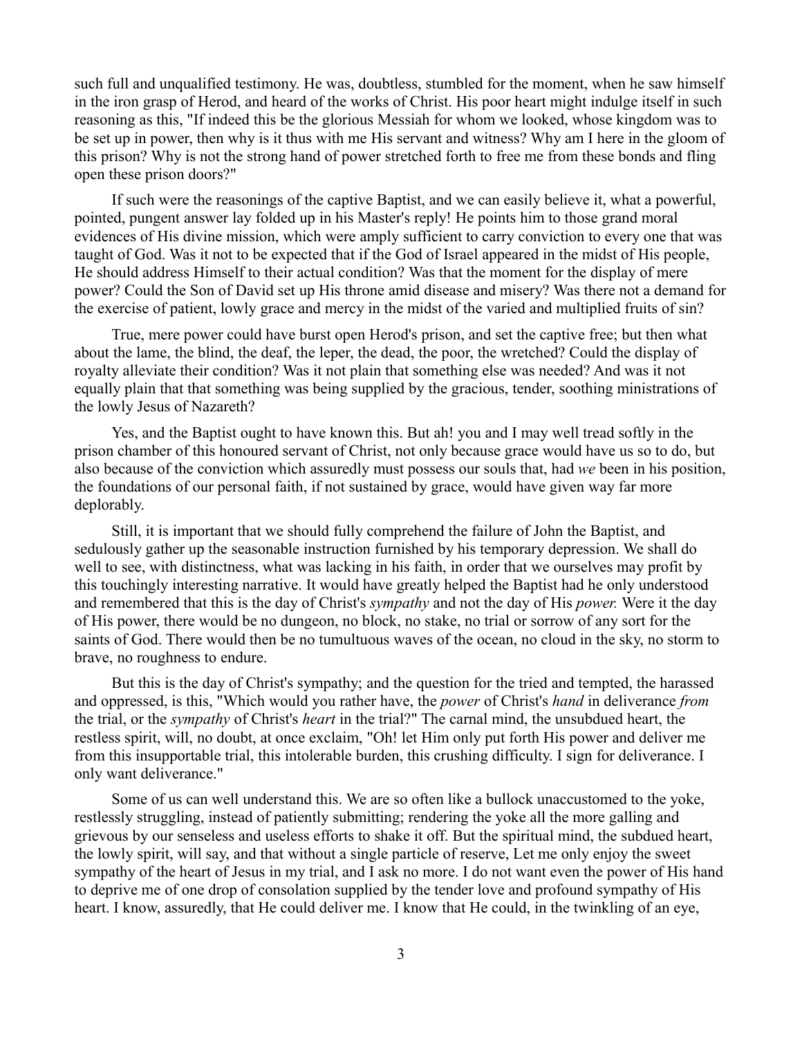such full and unqualified testimony. He was, doubtless, stumbled for the moment, when he saw himself in the iron grasp of Herod, and heard of the works of Christ. His poor heart might indulge itself in such reasoning as this, "If indeed this be the glorious Messiah for whom we looked, whose kingdom was to be set up in power, then why is it thus with me His servant and witness? Why am I here in the gloom of this prison? Why is not the strong hand of power stretched forth to free me from these bonds and fling open these prison doors?"

If such were the reasonings of the captive Baptist, and we can easily believe it, what a powerful, pointed, pungent answer lay folded up in his Master's reply! He points him to those grand moral evidences of His divine mission, which were amply sufficient to carry conviction to every one that was taught of God. Was it not to be expected that if the God of Israel appeared in the midst of His people, He should address Himself to their actual condition? Was that the moment for the display of mere power? Could the Son of David set up His throne amid disease and misery? Was there not a demand for the exercise of patient, lowly grace and mercy in the midst of the varied and multiplied fruits of sin?

True, mere power could have burst open Herod's prison, and set the captive free; but then what about the lame, the blind, the deaf, the leper, the dead, the poor, the wretched? Could the display of royalty alleviate their condition? Was it not plain that something else was needed? And was it not equally plain that that something was being supplied by the gracious, tender, soothing ministrations of the lowly Jesus of Nazareth?

Yes, and the Baptist ought to have known this. But ah! you and I may well tread softly in the prison chamber of this honoured servant of Christ, not only because grace would have us so to do, but also because of the conviction which assuredly must possess our souls that, had *we* been in his position, the foundations of our personal faith, if not sustained by grace, would have given way far more deplorably.

Still, it is important that we should fully comprehend the failure of John the Baptist, and sedulously gather up the seasonable instruction furnished by his temporary depression. We shall do well to see, with distinctness, what was lacking in his faith, in order that we ourselves may profit by this touchingly interesting narrative. It would have greatly helped the Baptist had he only understood and remembered that this is the day of Christ's *sympathy* and not the day of His *power.* Were it the day of His power, there would be no dungeon, no block, no stake, no trial or sorrow of any sort for the saints of God. There would then be no tumultuous waves of the ocean, no cloud in the sky, no storm to brave, no roughness to endure.

But this is the day of Christ's sympathy; and the question for the tried and tempted, the harassed and oppressed, is this, "Which would you rather have, the *power* of Christ's *hand* in deliverance *from* the trial, or the *sympathy* of Christ's *heart* in the trial?" The carnal mind, the unsubdued heart, the restless spirit, will, no doubt, at once exclaim, "Oh! let Him only put forth His power and deliver me from this insupportable trial, this intolerable burden, this crushing difficulty. I sign for deliverance. I only want deliverance."

Some of us can well understand this. We are so often like a bullock unaccustomed to the yoke, restlessly struggling, instead of patiently submitting; rendering the yoke all the more galling and grievous by our senseless and useless efforts to shake it off. But the spiritual mind, the subdued heart, the lowly spirit, will say, and that without a single particle of reserve, Let me only enjoy the sweet sympathy of the heart of Jesus in my trial, and I ask no more. I do not want even the power of His hand to deprive me of one drop of consolation supplied by the tender love and profound sympathy of His heart. I know, assuredly, that He could deliver me. I know that He could, in the twinkling of an eye,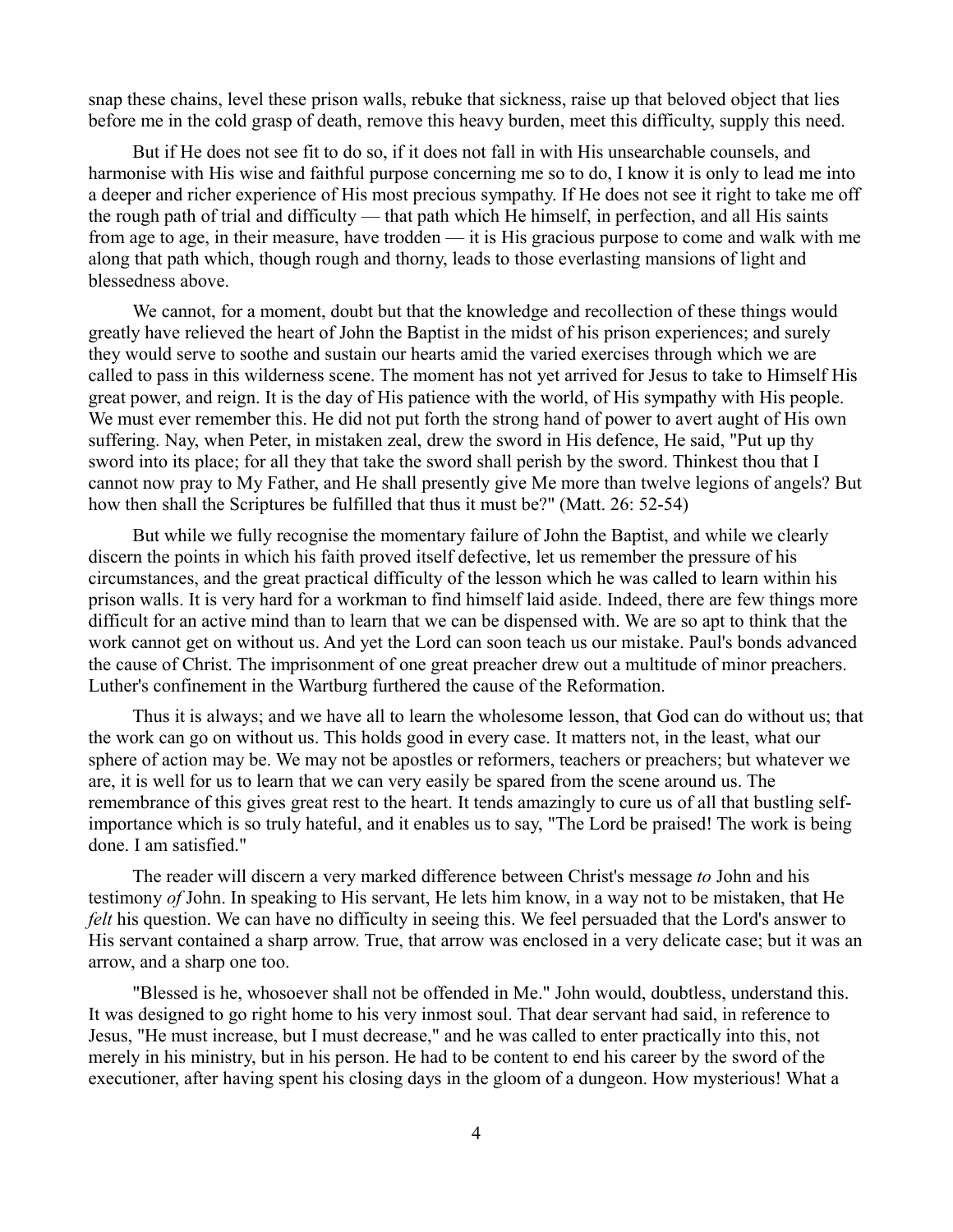snap these chains, level these prison walls, rebuke that sickness, raise up that beloved object that lies before me in the cold grasp of death, remove this heavy burden, meet this difficulty, supply this need.

But if He does not see fit to do so, if it does not fall in with His unsearchable counsels, and harmonise with His wise and faithful purpose concerning me so to do, I know it is only to lead me into a deeper and richer experience of His most precious sympathy. If He does not see it right to take me off the rough path of trial and difficulty — that path which He himself, in perfection, and all His saints from age to age, in their measure, have trodden — it is His gracious purpose to come and walk with me along that path which, though rough and thorny, leads to those everlasting mansions of light and blessedness above.

We cannot, for a moment, doubt but that the knowledge and recollection of these things would greatly have relieved the heart of John the Baptist in the midst of his prison experiences; and surely they would serve to soothe and sustain our hearts amid the varied exercises through which we are called to pass in this wilderness scene. The moment has not yet arrived for Jesus to take to Himself His great power, and reign. It is the day of His patience with the world, of His sympathy with His people. We must ever remember this. He did not put forth the strong hand of power to avert aught of His own suffering. Nay, when Peter, in mistaken zeal, drew the sword in His defence, He said, "Put up thy sword into its place; for all they that take the sword shall perish by the sword. Thinkest thou that I cannot now pray to My Father, and He shall presently give Me more than twelve legions of angels? But how then shall the Scriptures be fulfilled that thus it must be?" (Matt. 26: 52-54)

But while we fully recognise the momentary failure of John the Baptist, and while we clearly discern the points in which his faith proved itself defective, let us remember the pressure of his circumstances, and the great practical difficulty of the lesson which he was called to learn within his prison walls. It is very hard for a workman to find himself laid aside. Indeed, there are few things more difficult for an active mind than to learn that we can be dispensed with. We are so apt to think that the work cannot get on without us. And yet the Lord can soon teach us our mistake. Paul's bonds advanced the cause of Christ. The imprisonment of one great preacher drew out a multitude of minor preachers. Luther's confinement in the Wartburg furthered the cause of the Reformation.

Thus it is always; and we have all to learn the wholesome lesson, that God can do without us; that the work can go on without us. This holds good in every case. It matters not, in the least, what our sphere of action may be. We may not be apostles or reformers, teachers or preachers; but whatever we are, it is well for us to learn that we can very easily be spared from the scene around us. The remembrance of this gives great rest to the heart. It tends amazingly to cure us of all that bustling self-importance which is so truly hateful, and it enables us to say, "The Lord be praised! The work is being done. I am satisfied."

The reader will discern a very marked difference between Christ's message *to* John and his testimony *of* John. In speaking to His servant, He lets him know, in a way not to be mistaken, that He *felt* his question. We can have no difficulty in seeing this. We feel persuaded that the Lord's answer to His servant contained a sharp arrow. True, that arrow was enclosed in a very delicate case; but it was an arrow, and a sharp one too.

"Blessed is he, whosoever shall not be offended in Me." John would, doubtless, understand this. It was designed to go right home to his very inmost soul. That dear servant had said, in reference to Jesus, "He must increase, but I must decrease," and he was called to enter practically into this, not merely in his ministry, but in his person. He had to be content to end his career by the sword of the executioner, after having spent his closing days in the gloom of a dungeon. How mysterious! What a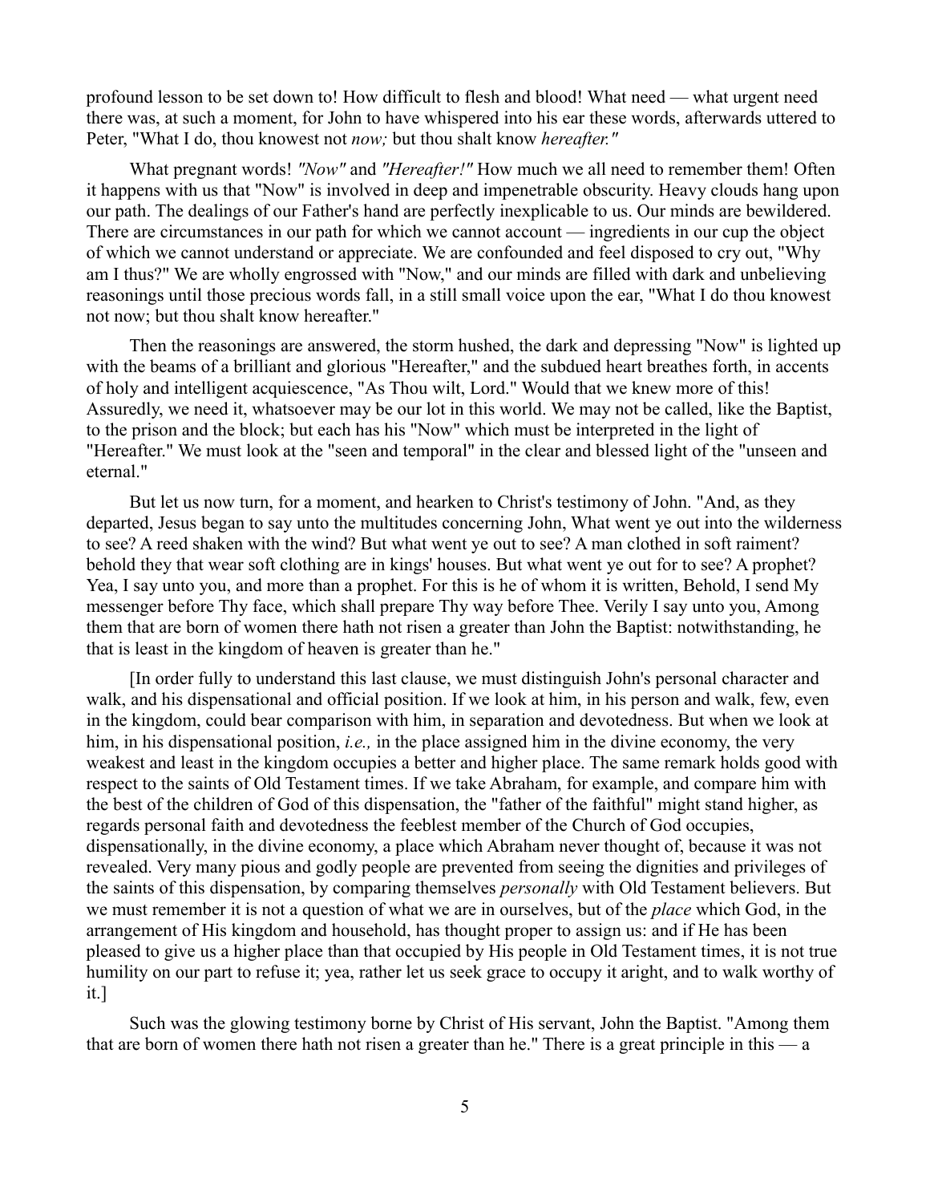profound lesson to be set down to! How difficult to flesh and blood! What need — what urgent need there was, at such a moment, for John to have whispered into his ear these words, afterwards uttered to Peter, "What I do, thou knowest not *now;* but thou shalt know *hereafter."*

What pregnant words! *"Now"* and *"Hereafter!"* How much we all need to remember them! Often it happens with us that "Now" is involved in deep and impenetrable obscurity. Heavy clouds hang upon our path. The dealings of our Father's hand are perfectly inexplicable to us. Our minds are bewildered. There are circumstances in our path for which we cannot account — ingredients in our cup the object of which we cannot understand or appreciate. We are confounded and feel disposed to cry out, "Why am I thus?" We are wholly engrossed with "Now," and our minds are filled with dark and unbelieving reasonings until those precious words fall, in a still small voice upon the ear, "What I do thou knowest not now; but thou shalt know hereafter."

Then the reasonings are answered, the storm hushed, the dark and depressing "Now" is lighted up with the beams of a brilliant and glorious "Hereafter," and the subdued heart breathes forth, in accents of holy and intelligent acquiescence, "As Thou wilt, Lord." Would that we knew more of this! Assuredly, we need it, whatsoever may be our lot in this world. We may not be called, like the Baptist, to the prison and the block; but each has his "Now" which must be interpreted in the light of "Hereafter." We must look at the "seen and temporal" in the clear and blessed light of the "unseen and eternal."

But let us now turn, for a moment, and hearken to Christ's testimony of John. "And, as they departed, Jesus began to say unto the multitudes concerning John, What went ye out into the wilderness to see? A reed shaken with the wind? But what went ye out to see? A man clothed in soft raiment? behold they that wear soft clothing are in kings' houses. But what went ye out for to see? A prophet? Yea, I say unto you, and more than a prophet. For this is he of whom it is written, Behold, I send My messenger before Thy face, which shall prepare Thy way before Thee. Verily I say unto you, Among them that are born of women there hath not risen a greater than John the Baptist: notwithstanding, he that is least in the kingdom of heaven is greater than he."

[In order fully to understand this last clause, we must distinguish John's personal character and walk, and his dispensational and official position. If we look at him, in his person and walk, few, even in the kingdom, could bear comparison with him, in separation and devotedness. But when we look at him, in his dispensational position, *i.e.,* in the place assigned him in the divine economy, the very weakest and least in the kingdom occupies a better and higher place. The same remark holds good with respect to the saints of Old Testament times. If we take Abraham, for example, and compare him with the best of the children of God of this dispensation, the "father of the faithful" might stand higher, as regards personal faith and devotedness the feeblest member of the Church of God occupies, dispensationally, in the divine economy, a place which Abraham never thought of, because it was not revealed. Very many pious and godly people are prevented from seeing the dignities and privileges of the saints of this dispensation, by comparing themselves *personally* with Old Testament believers. But we must remember it is not a question of what we are in ourselves, but of the *place* which God, in the arrangement of His kingdom and household, has thought proper to assign us: and if He has been pleased to give us a higher place than that occupied by His people in Old Testament times, it is not true humility on our part to refuse it; yea, rather let us seek grace to occupy it aright, and to walk worthy of it.]

Such was the glowing testimony borne by Christ of His servant, John the Baptist. "Among them that are born of women there hath not risen a greater than he." There is a great principle in this — a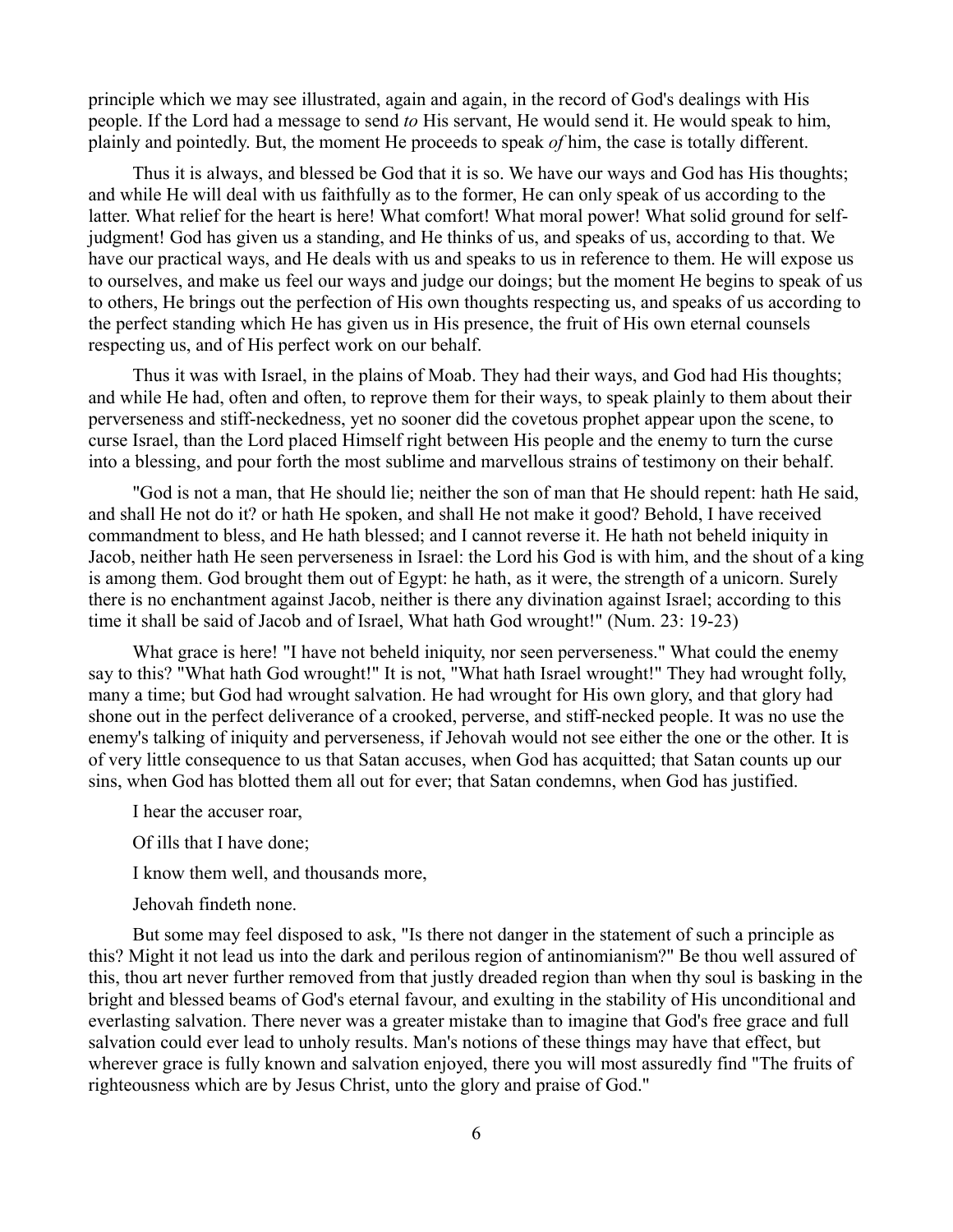principle which we may see illustrated, again and again, in the record of God's dealings with His people. If the Lord had a message to send *to* His servant, He would send it. He would speak to him, plainly and pointedly. But, the moment He proceeds to speak *of* him, the case is totally different.

Thus it is always, and blessed be God that it is so. We have our ways and God has His thoughts; and while He will deal with us faithfully as to the former, He can only speak of us according to the latter. What relief for the heart is here! What comfort! What moral power! What solid ground for self-judgment! God has given us a standing, and He thinks of us, and speaks of us, according to that. We have our practical ways, and He deals with us and speaks to us in reference to them. He will expose us to ourselves, and make us feel our ways and judge our doings; but the moment He begins to speak of us to others, He brings out the perfection of His own thoughts respecting us, and speaks of us according to the perfect standing which He has given us in His presence, the fruit of His own eternal counsels respecting us, and of His perfect work on our behalf.

Thus it was with Israel, in the plains of Moab. They had their ways, and God had His thoughts; and while He had, often and often, to reprove them for their ways, to speak plainly to them about their perverseness and stiff-neckedness, yet no sooner did the covetous prophet appear upon the scene, to curse Israel, than the Lord placed Himself right between His people and the enemy to turn the curse into a blessing, and pour forth the most sublime and marvellous strains of testimony on their behalf.

"God is not a man, that He should lie; neither the son of man that He should repent: hath He said, and shall He not do it? or hath He spoken, and shall He not make it good? Behold, I have received commandment to bless, and He hath blessed; and I cannot reverse it. He hath not beheld iniquity in Jacob, neither hath He seen perverseness in Israel: the Lord his God is with him, and the shout of a king is among them. God brought them out of Egypt: he hath, as it were, the strength of a unicorn. Surely there is no enchantment against Jacob, neither is there any divination against Israel; according to this time it shall be said of Jacob and of Israel, What hath God wrought!" (Num. 23: 19-23)

What grace is here! "I have not beheld iniquity, nor seen perverseness." What could the enemy say to this? "What hath God wrought!" It is not, "What hath Israel wrought!" They had wrought folly, many a time; but God had wrought salvation. He had wrought for His own glory, and that glory had shone out in the perfect deliverance of a crooked, perverse, and stiff-necked people. It was no use the enemy's talking of iniquity and perverseness, if Jehovah would not see either the one or the other. It is of very little consequence to us that Satan accuses, when God has acquitted; that Satan counts up our sins, when God has blotted them all out for ever; that Satan condemns, when God has justified.

I hear the accuser roar,

Of ills that I have done;

I know them well, and thousands more,

Jehovah findeth none.

But some may feel disposed to ask, "Is there not danger in the statement of such a principle as this? Might it not lead us into the dark and perilous region of antinomianism?" Be thou well assured of this, thou art never further removed from that justly dreaded region than when thy soul is basking in the bright and blessed beams of God's eternal favour, and exulting in the stability of His unconditional and everlasting salvation. There never was a greater mistake than to imagine that God's free grace and full salvation could ever lead to unholy results. Man's notions of these things may have that effect, but wherever grace is fully known and salvation enjoyed, there you will most assuredly find "The fruits of righteousness which are by Jesus Christ, unto the glory and praise of God."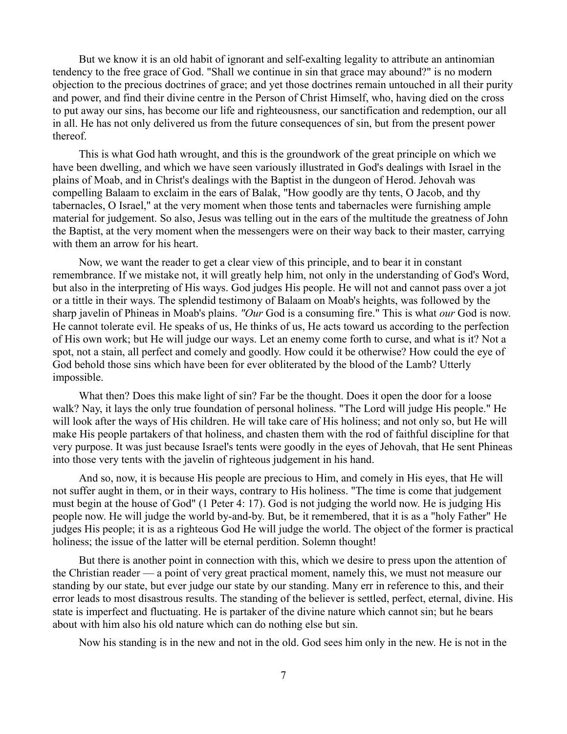But we know it is an old habit of ignorant and self-exalting legality to attribute an antinomian tendency to the free grace of God. "Shall we continue in sin that grace may abound?" is no modern objection to the precious doctrines of grace; and yet those doctrines remain untouched in all their purity and power, and find their divine centre in the Person of Christ Himself, who, having died on the cross to put away our sins, has become our life and righteousness, our sanctification and redemption, our all in all. He has not only delivered us from the future consequences of sin, but from the present power thereof.

This is what God hath wrought, and this is the groundwork of the great principle on which we have been dwelling, and which we have seen variously illustrated in God's dealings with Israel in the plains of Moab, and in Christ's dealings with the Baptist in the dungeon of Herod. Jehovah was compelling Balaam to exclaim in the ears of Balak, "How goodly are thy tents, O Jacob, and thy tabernacles, O Israel," at the very moment when those tents and tabernacles were furnishing ample material for judgement. So also, Jesus was telling out in the ears of the multitude the greatness of John the Baptist, at the very moment when the messengers were on their way back to their master, carrying with them an arrow for his heart.

Now, we want the reader to get a clear view of this principle, and to bear it in constant remembrance. If we mistake not, it will greatly help him, not only in the understanding of God's Word, but also in the interpreting of His ways. God judges His people. He will not and cannot pass over a jot or a tittle in their ways. The splendid testimony of Balaam on Moab's heights, was followed by the sharp javelin of Phineas in Moab's plains. *"Our* God is a consuming fire." This is what *our* God is now. He cannot tolerate evil. He speaks of us, He thinks of us, He acts toward us according to the perfection of His own work; but He will judge our ways. Let an enemy come forth to curse, and what is it? Not a spot, not a stain, all perfect and comely and goodly. How could it be otherwise? How could the eye of God behold those sins which have been for ever obliterated by the blood of the Lamb? Utterly impossible.

What then? Does this make light of sin? Far be the thought. Does it open the door for a loose walk? Nay, it lays the only true foundation of personal holiness. "The Lord will judge His people." He will look after the ways of His children. He will take care of His holiness; and not only so, but He will make His people partakers of that holiness, and chasten them with the rod of faithful discipline for that very purpose. It was just because Israel's tents were goodly in the eyes of Jehovah, that He sent Phineas into those very tents with the javelin of righteous judgement in his hand.

And so, now, it is because His people are precious to Him, and comely in His eyes, that He will not suffer aught in them, or in their ways, contrary to His holiness. "The time is come that judgement must begin at the house of God" (1 Peter 4: 17). God is not judging the world now. He is judging His people now. He will judge the world by-and-by. But, be it remembered, that it is as a "holy Father" He judges His people; it is as a righteous God He will judge the world. The object of the former is practical holiness; the issue of the latter will be eternal perdition. Solemn thought!

But there is another point in connection with this, which we desire to press upon the attention of the Christian reader — a point of very great practical moment, namely this, we must not measure our standing by our state, but ever judge our state by our standing. Many err in reference to this, and their error leads to most disastrous results. The standing of the believer is settled, perfect, eternal, divine. His state is imperfect and fluctuating. He is partaker of the divine nature which cannot sin; but he bears about with him also his old nature which can do nothing else but sin.

Now his standing is in the new and not in the old. God sees him only in the new. He is not in the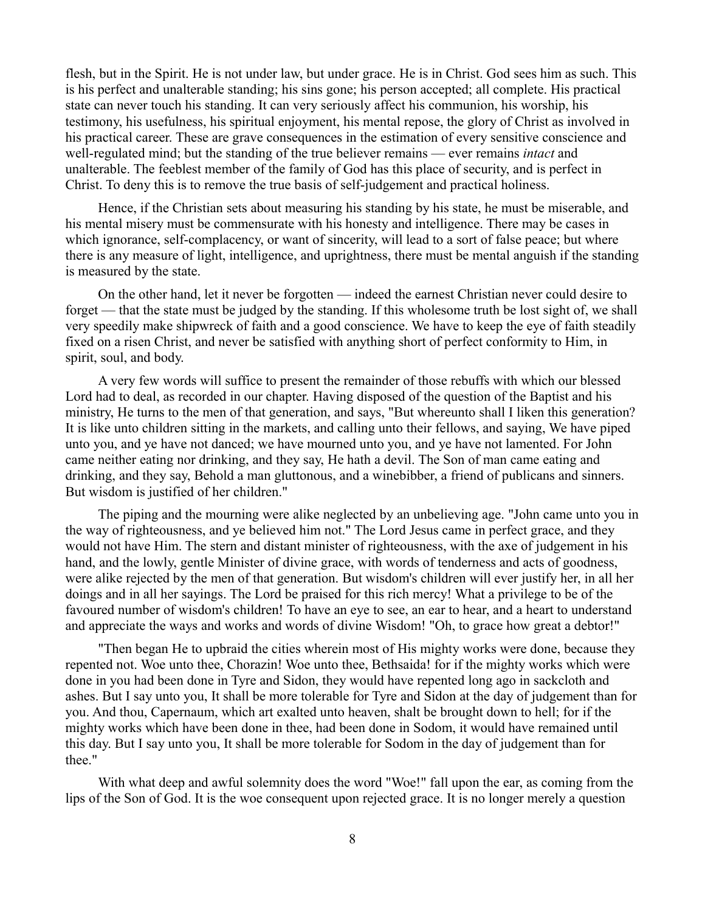flesh, but in the Spirit. He is not under law, but under grace. He is in Christ. God sees him as such. This is his perfect and unalterable standing; his sins gone; his person accepted; all complete. His practical state can never touch his standing. It can very seriously affect his communion, his worship, his testimony, his usefulness, his spiritual enjoyment, his mental repose, the glory of Christ as involved in his practical career. These are grave consequences in the estimation of every sensitive conscience and well-regulated mind; but the standing of the true believer remains — ever remains *intact* and unalterable. The feeblest member of the family of God has this place of security, and is perfect in Christ. To deny this is to remove the true basis of self-judgement and practical holiness.

Hence, if the Christian sets about measuring his standing by his state, he must be miserable, and his mental misery must be commensurate with his honesty and intelligence. There may be cases in which ignorance, self-complacency, or want of sincerity, will lead to a sort of false peace; but where there is any measure of light, intelligence, and uprightness, there must be mental anguish if the standing is measured by the state.

On the other hand, let it never be forgotten — indeed the earnest Christian never could desire to forget — that the state must be judged by the standing. If this wholesome truth be lost sight of, we shall very speedily make shipwreck of faith and a good conscience. We have to keep the eye of faith steadily fixed on a risen Christ, and never be satisfied with anything short of perfect conformity to Him, in spirit, soul, and body.

A very few words will suffice to present the remainder of those rebuffs with which our blessed Lord had to deal, as recorded in our chapter. Having disposed of the question of the Baptist and his ministry, He turns to the men of that generation, and says, "But whereunto shall I liken this generation? It is like unto children sitting in the markets, and calling unto their fellows, and saying, We have piped unto you, and ye have not danced; we have mourned unto you, and ye have not lamented. For John came neither eating nor drinking, and they say, He hath a devil. The Son of man came eating and drinking, and they say, Behold a man gluttonous, and a winebibber, a friend of publicans and sinners. But wisdom is justified of her children."

The piping and the mourning were alike neglected by an unbelieving age. "John came unto you in the way of righteousness, and ye believed him not." The Lord Jesus came in perfect grace, and they would not have Him. The stern and distant minister of righteousness, with the axe of judgement in his hand, and the lowly, gentle Minister of divine grace, with words of tenderness and acts of goodness, were alike rejected by the men of that generation. But wisdom's children will ever justify her, in all her doings and in all her sayings. The Lord be praised for this rich mercy! What a privilege to be of the favoured number of wisdom's children! To have an eye to see, an ear to hear, and a heart to understand and appreciate the ways and works and words of divine Wisdom! "Oh, to grace how great a debtor!"

"Then began He to upbraid the cities wherein most of His mighty works were done, because they repented not. Woe unto thee, Chorazin! Woe unto thee, Bethsaida! for if the mighty works which were done in you had been done in Tyre and Sidon, they would have repented long ago in sackcloth and ashes. But I say unto you, It shall be more tolerable for Tyre and Sidon at the day of judgement than for you. And thou, Capernaum, which art exalted unto heaven, shalt be brought down to hell; for if the mighty works which have been done in thee, had been done in Sodom, it would have remained until this day. But I say unto you, It shall be more tolerable for Sodom in the day of judgement than for thee."

With what deep and awful solemnity does the word "Woe!" fall upon the ear, as coming from the lips of the Son of God. It is the woe consequent upon rejected grace. It is no longer merely a question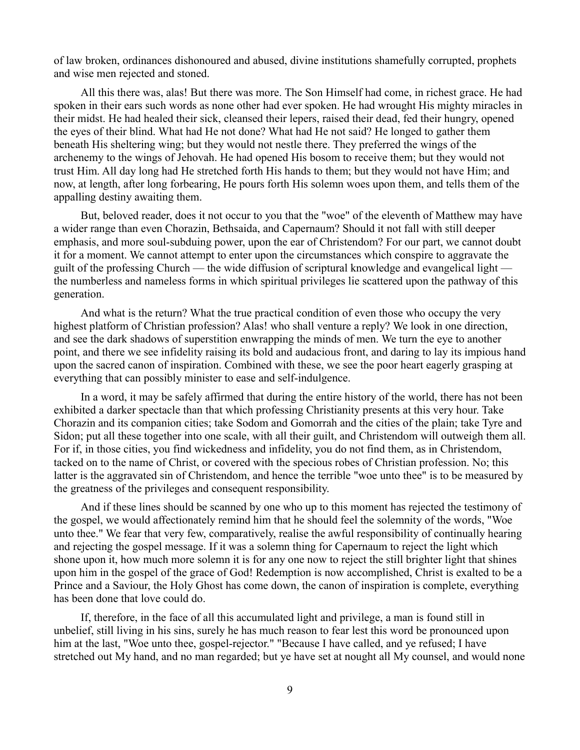of law broken, ordinances dishonoured and abused, divine institutions shamefully corrupted, prophets and wise men rejected and stoned.

All this there was, alas! But there was more. The Son Himself had come, in richest grace. He had spoken in their ears such words as none other had ever spoken. He had wrought His mighty miracles in their midst. He had healed their sick, cleansed their lepers, raised their dead, fed their hungry, opened the eyes of their blind. What had He not done? What had He not said? He longed to gather them beneath His sheltering wing; but they would not nestle there. They preferred the wings of the archenemy to the wings of Jehovah. He had opened His bosom to receive them; but they would not trust Him. All day long had He stretched forth His hands to them; but they would not have Him; and now, at length, after long forbearing, He pours forth His solemn woes upon them, and tells them of the appalling destiny awaiting them.

But, beloved reader, does it not occur to you that the "woe" of the eleventh of Matthew may have a wider range than even Chorazin, Bethsaida, and Capernaum? Should it not fall with still deeper emphasis, and more soul-subduing power, upon the ear of Christendom? For our part, we cannot doubt it for a moment. We cannot attempt to enter upon the circumstances which conspire to aggravate the guilt of the professing Church — the wide diffusion of scriptural knowledge and evangelical light — the numberless and nameless forms in which spiritual privileges lie scattered upon the pathway of this generation.

And what is the return? What the true practical condition of even those who occupy the very highest platform of Christian profession? Alas! who shall venture a reply? We look in one direction, and see the dark shadows of superstition enwrapping the minds of men. We turn the eye to another point, and there we see infidelity raising its bold and audacious front, and daring to lay its impious hand upon the sacred canon of inspiration. Combined with these, we see the poor heart eagerly grasping at everything that can possibly minister to ease and self-indulgence.

In a word, it may be safely affirmed that during the entire history of the world, there has not been exhibited a darker spectacle than that which professing Christianity presents at this very hour. Take Chorazin and its companion cities; take Sodom and Gomorrah and the cities of the plain; take Tyre and Sidon; put all these together into one scale, with all their guilt, and Christendom will outweigh them all. For if, in those cities, you find wickedness and infidelity, you do not find them, as in Christendom, tacked on to the name of Christ, or covered with the specious robes of Christian profession. No; this latter is the aggravated sin of Christendom, and hence the terrible "woe unto thee" is to be measured by the greatness of the privileges and consequent responsibility.

And if these lines should be scanned by one who up to this moment has rejected the testimony of the gospel, we would affectionately remind him that he should feel the solemnity of the words, "Woe unto thee." We fear that very few, comparatively, realise the awful responsibility of continually hearing and rejecting the gospel message. If it was a solemn thing for Capernaum to reject the light which shone upon it, how much more solemn it is for any one now to reject the still brighter light that shines upon him in the gospel of the grace of God! Redemption is now accomplished, Christ is exalted to be a Prince and a Saviour, the Holy Ghost has come down, the canon of inspiration is complete, everything has been done that love could do.

If, therefore, in the face of all this accumulated light and privilege, a man is found still in unbelief, still living in his sins, surely he has much reason to fear lest this word be pronounced upon him at the last, "Woe unto thee, gospel-rejector." "Because I have called, and ye refused; I have stretched out My hand, and no man regarded; but ye have set at nought all My counsel, and would none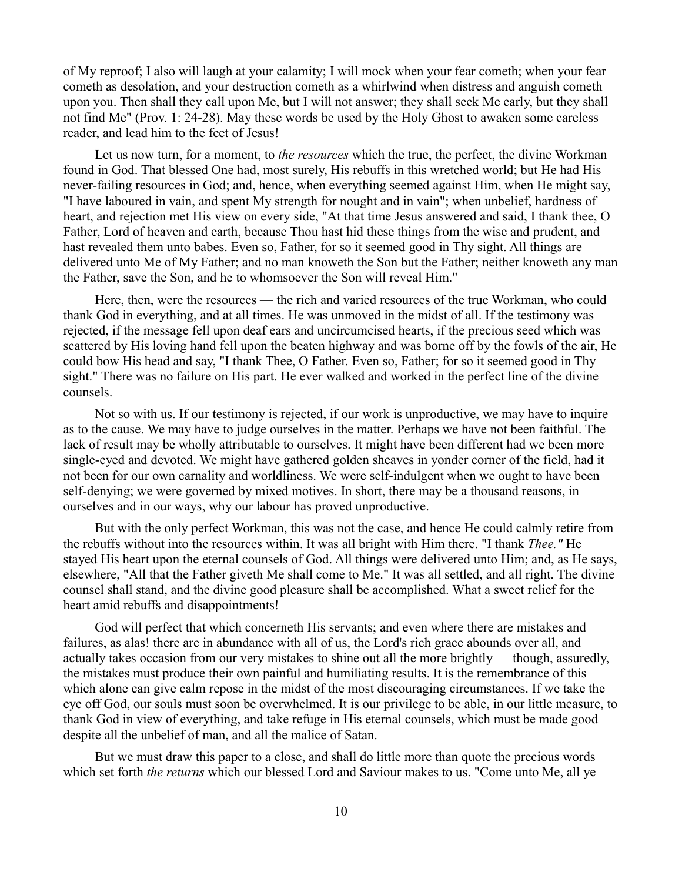of My reproof; I also will laugh at your calamity; I will mock when your fear cometh; when your fear cometh as desolation, and your destruction cometh as a whirlwind when distress and anguish cometh upon you. Then shall they call upon Me, but I will not answer; they shall seek Me early, but they shall not find Me" (Prov. 1: 24-28). May these words be used by the Holy Ghost to awaken some careless reader, and lead him to the feet of Jesus!

Let us now turn, for a moment, to *the resources* which the true, the perfect, the divine Workman found in God. That blessed One had, most surely, His rebuffs in this wretched world; but He had His never-failing resources in God; and, hence, when everything seemed against Him, when He might say, "I have laboured in vain, and spent My strength for nought and in vain"; when unbelief, hardness of heart, and rejection met His view on every side, "At that time Jesus answered and said, I thank thee, O Father, Lord of heaven and earth, because Thou hast hid these things from the wise and prudent, and hast revealed them unto babes. Even so, Father, for so it seemed good in Thy sight. All things are delivered unto Me of My Father; and no man knoweth the Son but the Father; neither knoweth any man the Father, save the Son, and he to whomsoever the Son will reveal Him."

Here, then, were the resources — the rich and varied resources of the true Workman, who could thank God in everything, and at all times. He was unmoved in the midst of all. If the testimony was rejected, if the message fell upon deaf ears and uncircumcised hearts, if the precious seed which was scattered by His loving hand fell upon the beaten highway and was borne off by the fowls of the air, He could bow His head and say, "I thank Thee, O Father. Even so, Father; for so it seemed good in Thy sight." There was no failure on His part. He ever walked and worked in the perfect line of the divine counsels.

Not so with us. If our testimony is rejected, if our work is unproductive, we may have to inquire as to the cause. We may have to judge ourselves in the matter. Perhaps we have not been faithful. The lack of result may be wholly attributable to ourselves. It might have been different had we been more single-eyed and devoted. We might have gathered golden sheaves in yonder corner of the field, had it not been for our own carnality and worldliness. We were self-indulgent when we ought to have been self-denying; we were governed by mixed motives. In short, there may be a thousand reasons, in ourselves and in our ways, why our labour has proved unproductive.

But with the only perfect Workman, this was not the case, and hence He could calmly retire from the rebuffs without into the resources within. It was all bright with Him there. "I thank *Thee."* He stayed His heart upon the eternal counsels of God. All things were delivered unto Him; and, as He says, elsewhere, "All that the Father giveth Me shall come to Me." It was all settled, and all right. The divine counsel shall stand, and the divine good pleasure shall be accomplished. What a sweet relief for the heart amid rebuffs and disappointments!

God will perfect that which concerneth His servants; and even where there are mistakes and failures, as alas! there are in abundance with all of us, the Lord's rich grace abounds over all, and actually takes occasion from our very mistakes to shine out all the more brightly — though, assuredly, the mistakes must produce their own painful and humiliating results. It is the remembrance of this which alone can give calm repose in the midst of the most discouraging circumstances. If we take the eye off God, our souls must soon be overwhelmed. It is our privilege to be able, in our little measure, to thank God in view of everything, and take refuge in His eternal counsels, which must be made good despite all the unbelief of man, and all the malice of Satan.

But we must draw this paper to a close, and shall do little more than quote the precious words which set forth *the returns* which our blessed Lord and Saviour makes to us. "Come unto Me, all ye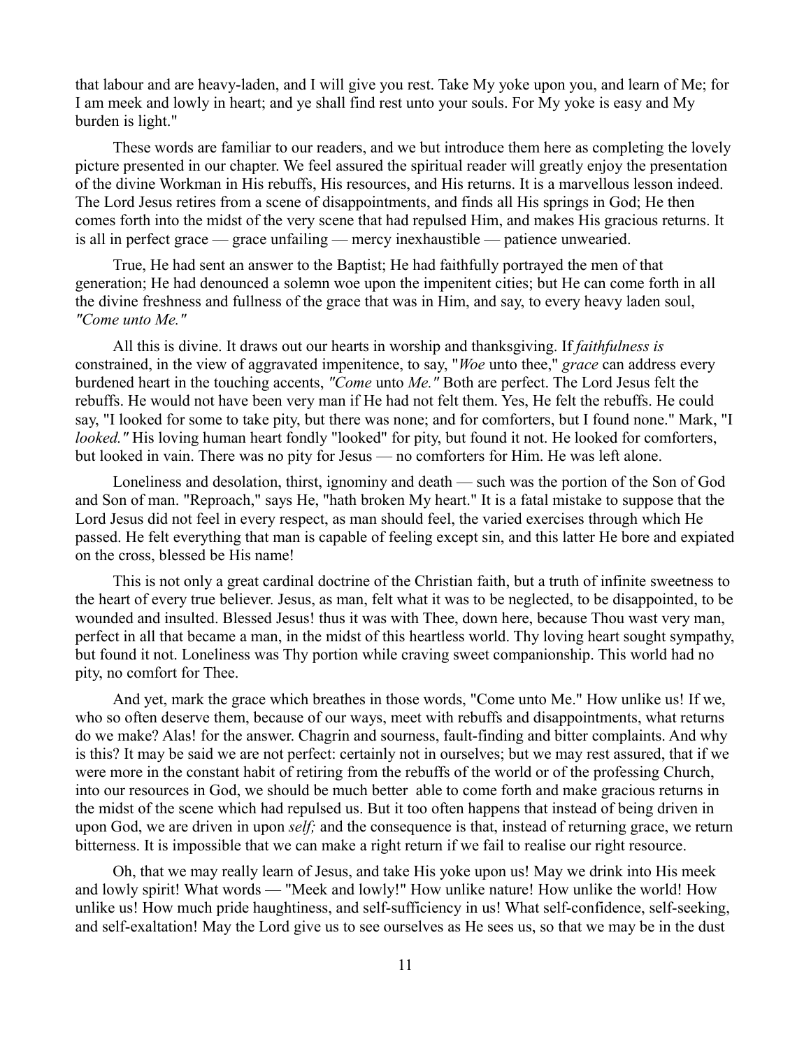that labour and are heavy-laden, and I will give you rest. Take My yoke upon you, and learn of Me; for I am meek and lowly in heart; and ye shall find rest unto your souls. For My yoke is easy and My burden is light."

These words are familiar to our readers, and we but introduce them here as completing the lovely picture presented in our chapter. We feel assured the spiritual reader will greatly enjoy the presentation of the divine Workman in His rebuffs, His resources, and His returns. It is a marvellous lesson indeed. The Lord Jesus retires from a scene of disappointments, and finds all His springs in God; He then comes forth into the midst of the very scene that had repulsed Him, and makes His gracious returns. It is all in perfect grace — grace unfailing — mercy inexhaustible — patience unwearied.

True, He had sent an answer to the Baptist; He had faithfully portrayed the men of that generation; He had denounced a solemn woe upon the impenitent cities; but He can come forth in all the divine freshness and fullness of the grace that was in Him, and say, to every heavy laden soul, *"Come unto Me."*

All this is divine. It draws out our hearts in worship and thanksgiving. If *faithfulness is* constrained, in the view of aggravated impenitence, to say, "*Woe* unto thee," *grace* can address every burdened heart in the touching accents, *"Come* unto *Me."* Both are perfect. The Lord Jesus felt the rebuffs. He would not have been very man if He had not felt them. Yes, He felt the rebuffs. He could say, "I looked for some to take pity, but there was none; and for comforters, but I found none." Mark, "I *looked."* His loving human heart fondly "looked" for pity, but found it not. He looked for comforters, but looked in vain. There was no pity for Jesus — no comforters for Him. He was left alone.

Loneliness and desolation, thirst, ignominy and death — such was the portion of the Son of God and Son of man. "Reproach," says He, "hath broken My heart." It is a fatal mistake to suppose that the Lord Jesus did not feel in every respect, as man should feel, the varied exercises through which He passed. He felt everything that man is capable of feeling except sin, and this latter He bore and expiated on the cross, blessed be His name!

This is not only a great cardinal doctrine of the Christian faith, but a truth of infinite sweetness to the heart of every true believer. Jesus, as man, felt what it was to be neglected, to be disappointed, to be wounded and insulted. Blessed Jesus! thus it was with Thee, down here, because Thou wast very man, perfect in all that became a man, in the midst of this heartless world. Thy loving heart sought sympathy, but found it not. Loneliness was Thy portion while craving sweet companionship. This world had no pity, no comfort for Thee.

And yet, mark the grace which breathes in those words, "Come unto Me." How unlike us! If we, who so often deserve them, because of our ways, meet with rebuffs and disappointments, what returns do we make? Alas! for the answer. Chagrin and sourness, fault-finding and bitter complaints. And why is this? It may be said we are not perfect: certainly not in ourselves; but we may rest assured, that if we were more in the constant habit of retiring from the rebuffs of the world or of the professing Church, into our resources in God, we should be much better able to come forth and make gracious returns in the midst of the scene which had repulsed us. But it too often happens that instead of being driven in upon God, we are driven in upon *self;* and the consequence is that, instead of returning grace, we return bitterness. It is impossible that we can make a right return if we fail to realise our right resource.

Oh, that we may really learn of Jesus, and take His yoke upon us! May we drink into His meek and lowly spirit! What words — "Meek and lowly!" How unlike nature! How unlike the world! How unlike us! How much pride haughtiness, and self-sufficiency in us! What self-confidence, self-seeking, and self-exaltation! May the Lord give us to see ourselves as He sees us, so that we may be in the dust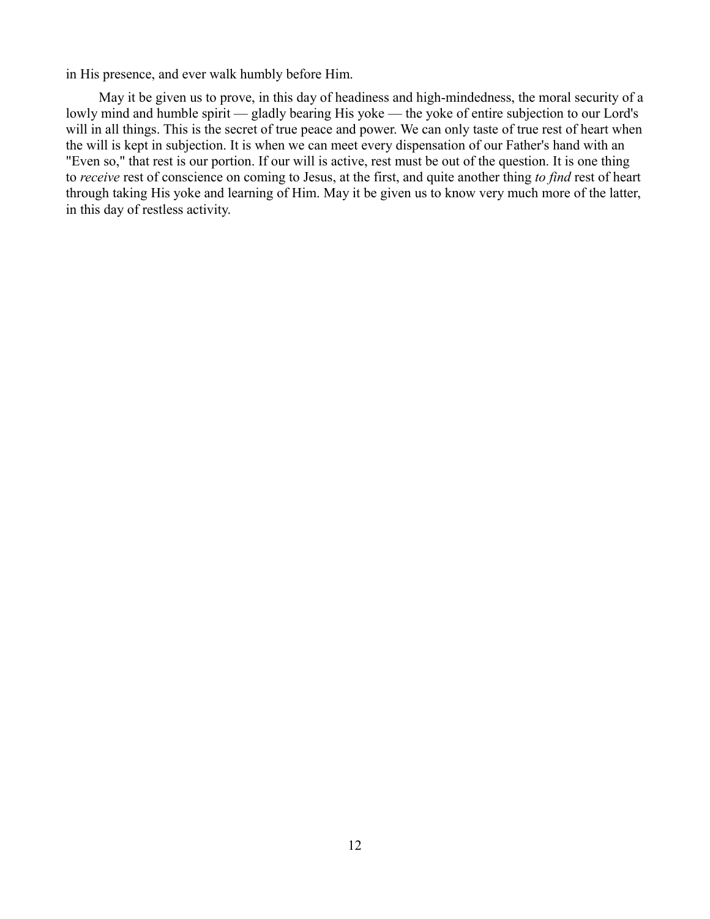in His presence, and ever walk humbly before Him.

May it be given us to prove, in this day of headiness and high-mindedness, the moral security of a lowly mind and humble spirit — gladly bearing His yoke — the yoke of entire subjection to our Lord's will in all things. This is the secret of true peace and power. We can only taste of true rest of heart when the will is kept in subjection. It is when we can meet every dispensation of our Father's hand with an "Even so," that rest is our portion. If our will is active, rest must be out of the question. It is one thing to *receive* rest of conscience on coming to Jesus, at the first, and quite another thing *to find* rest of heart through taking His yoke and learning of Him. May it be given us to know very much more of the latter, in this day of restless activity.